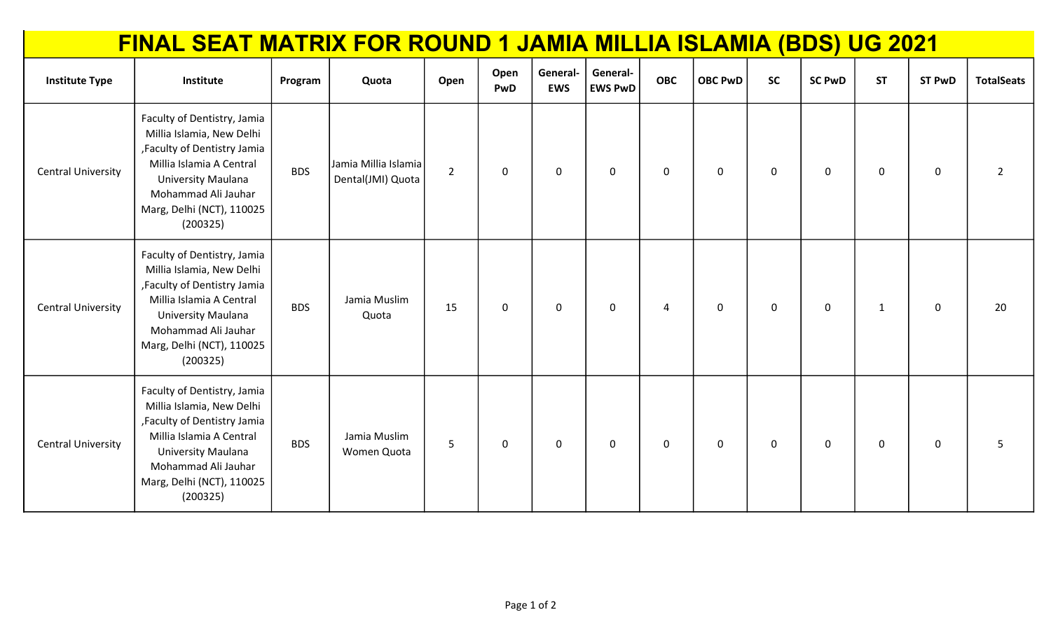# FINAL SEAT MATRIX FOR ROUND 1 JAMIA MILLIA ISLAMIA (BDS) UG 2021

| Institute Type | Institute | Program | Quota | Open | Open PwD | General-EWS | General-EWS PwD | OBC | OBC PwD | SC | SC PwD | ST | ST PwD | TotalSeats |
|---|---|---|---|---|---|---|---|---|---|---|---|---|---|---|
| Central University | Faculty of Dentistry, Jamia Millia Islamia, New Delhi ,Faculty of Dentistry Jamia Millia Islamia A Central University Maulana Mohammad Ali Jauhar Marg, Delhi (NCT), 110025 (200325) | BDS | Jamia Millia Islamia Dental(JMI) Quota | 2 | 0 | 0 | 0 | 0 | 0 | 0 | 0 | 0 | 0 | 2 |
| Central University | Faculty of Dentistry, Jamia Millia Islamia, New Delhi ,Faculty of Dentistry Jamia Millia Islamia A Central University Maulana Mohammad Ali Jauhar Marg, Delhi (NCT), 110025 (200325) | BDS | Jamia Muslim Quota | 15 | 0 | 0 | 0 | 4 | 0 | 0 | 0 | 1 | 0 | 20 |
| Central University | Faculty of Dentistry, Jamia Millia Islamia, New Delhi ,Faculty of Dentistry Jamia Millia Islamia A Central University Maulana Mohammad Ali Jauhar Marg, Delhi (NCT), 110025 (200325) | BDS | Jamia Muslim Women Quota | 5 | 0 | 0 | 0 | 0 | 0 | 0 | 0 | 0 | 0 | 5 |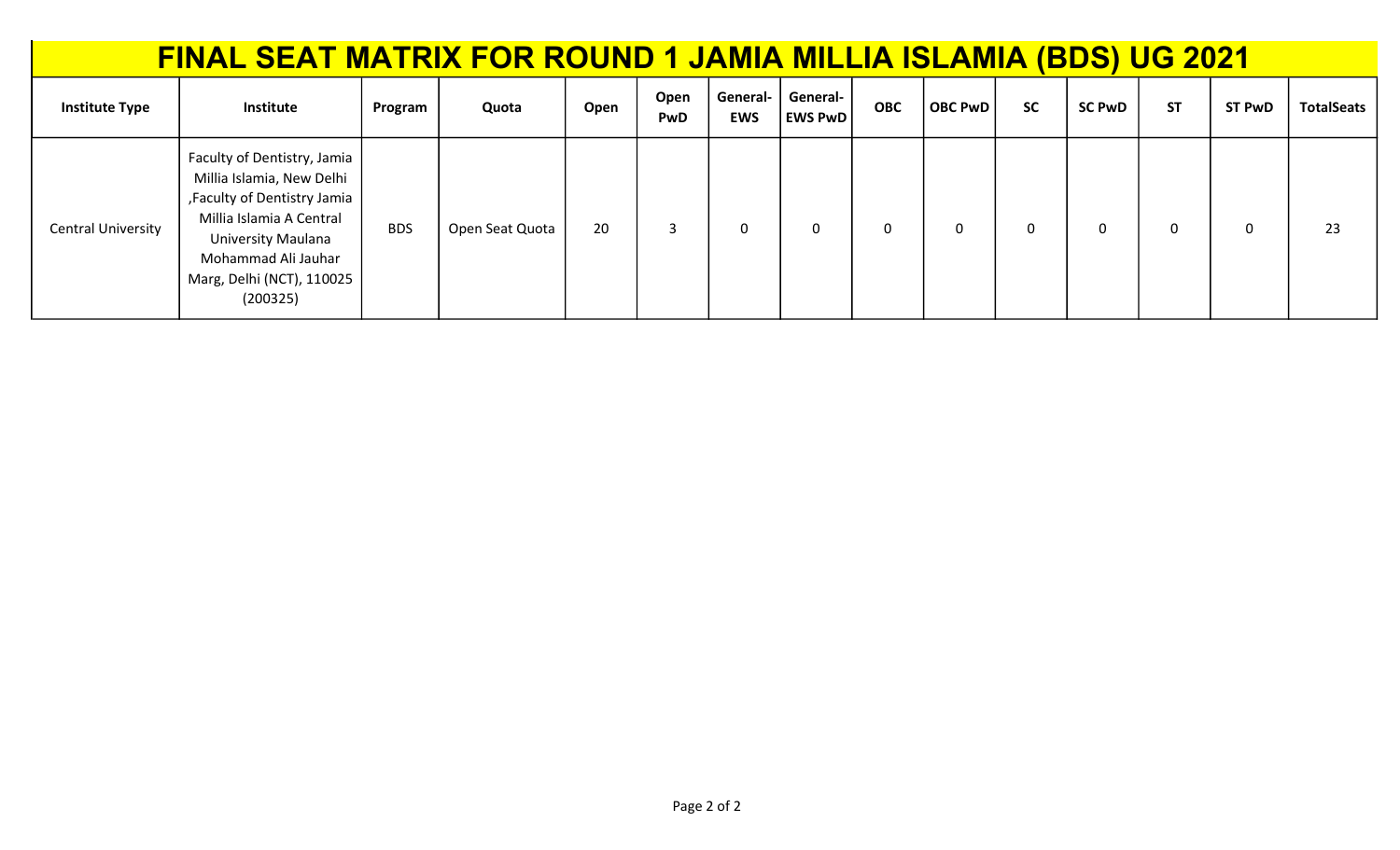# FINAL SEAT MATRIX FOR ROUND 1 JAMIA MILLIA ISLAMIA (BDS) UG 2021

| Institute Type | Institute | Program | Quota | Open | Open PwD | General-EWS | General-EWS PwD | OBC | OBC PwD | SC | SC PwD | ST | ST PwD | TotalSeats |
|---|---|---|---|---|---|---|---|---|---|---|---|---|---|---|
| Central University | Faculty of Dentistry, Jamia Millia Islamia, New Delhi ,Faculty of Dentistry Jamia Millia Islamia A Central University Maulana Mohammad Ali Jauhar Marg, Delhi (NCT), 110025 (200325) | BDS | Open Seat Quota | 20 | 3 | 0 | 0 | 0 | 0 | 0 | 0 | 0 | 0 | 23 |